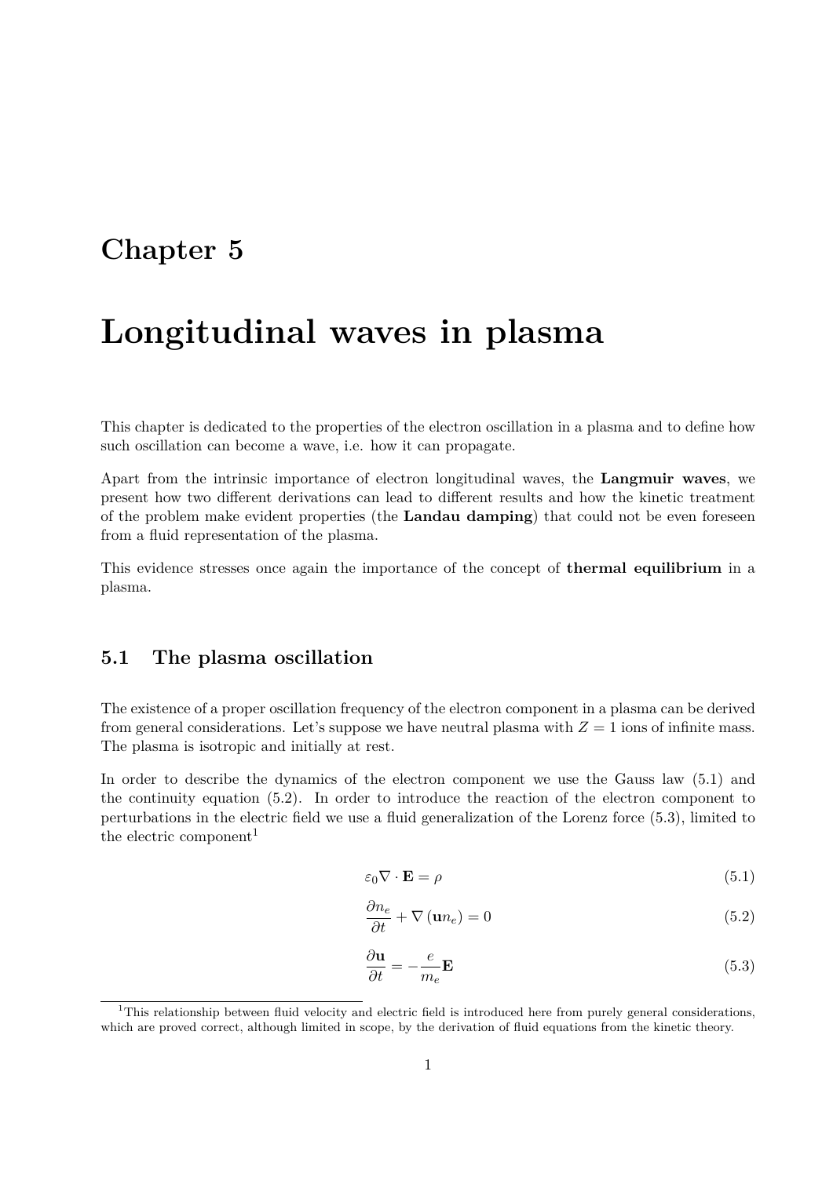# Chapter 5

# Longitudinal waves in plasma

This chapter is dedicated to the properties of the electron oscillation in a plasma and to define how such oscillation can become a wave, i.e. how it can propagate.

Apart from the intrinsic importance of electron longitudinal waves, the **Langmuir waves**, we present how two different derivations can lead to different results and how the kinetic treatment of the problem make evident properties (the **Landau damping**) that could not be even foreseen from a fluid representation of the plasma.

This evidence stresses once again the importance of the concept of **thermal equilibrium** in a plasma.

## 5.1 The plasma oscillation

The existence of a proper oscillation frequency of the electron component in a plasma can be derived from general considerations. Let's suppose we have neutral plasma with $Z = 1$ ions of infinite mass. The plasma is isotropic and initially at rest.

In order to describe the dynamics of the electron component we use the Gauss law (5.1) and the continuity equation (5.2). In order to introduce the reaction of the electron component to perturbations in the electric field we use a fluid generalization of the Lorenz force (5.3), limited to the electric component[1]

$$\varepsilon_0 \nabla \cdot \mathbf{E} = \rho \tag{5.1}$$

$$\frac{\partial n_e}{\partial t} + \nabla \left( \mathbf{u} n_e \right) = 0 \tag{5.2}$$

$$\frac{\partial \mathbf{u}}{\partial t} = -\frac{e}{m_e} \mathbf{E} \tag{5.3}$$

[1]This relationship between fluid velocity and electric field is introduced here from purely general considerations, which are proved correct, although limited in scope, by the derivation of fluid equations from the kinetic theory.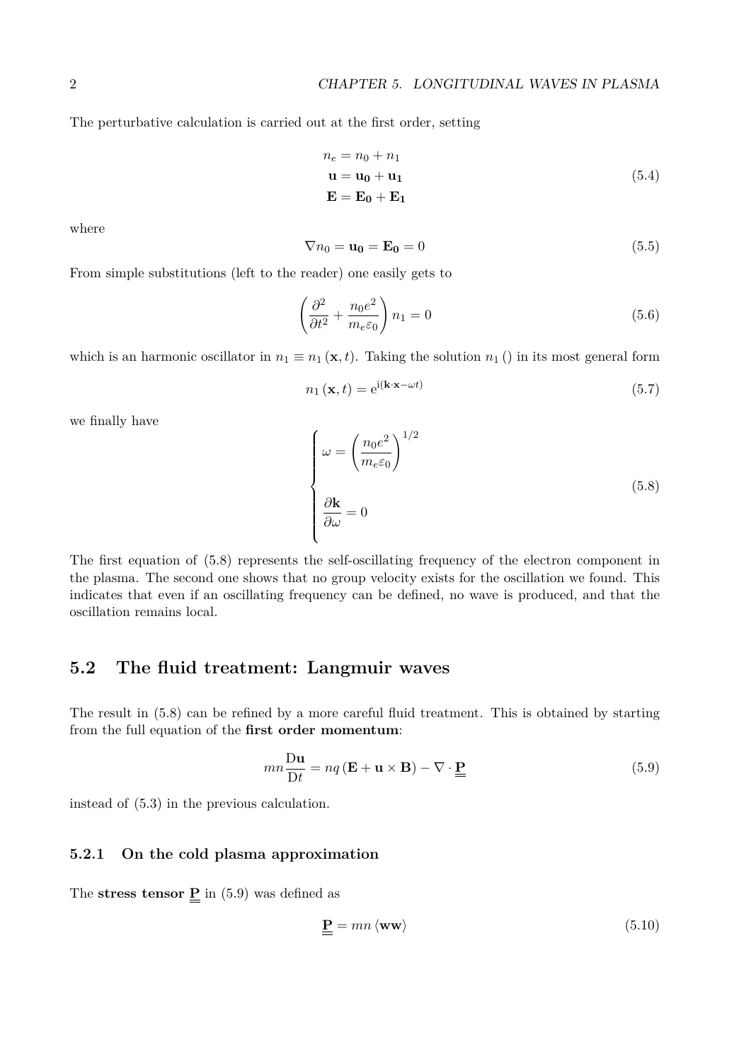The perturbative calculation is carried out at the first order, setting

$$
\begin{aligned}
n_e &= n_0 + n_1 \\
\mathbf{u} &= \mathbf{u_0} + \mathbf{u_1} \\
\mathbf{E} &= \mathbf{E_0} + \mathbf{E_1}
\end{aligned}
\tag{5.4}
$$

where

$$
\nabla n_0 = \mathbf{u_0} = \mathbf{E_0} = 0 \tag{5.5}
$$

From simple substitutions (left to the reader) one easily gets to

$$
\left( \frac{\partial^2}{\partial t^2} + \frac{n_0 e^2}{m_e \varepsilon_0} \right) n_1 = 0 \tag{5.6}
$$

which is an harmonic oscillator in $n_1 \equiv n_1(\mathbf{x}, t)$. Taking the solution $n_1()$ in its most general form

$$
n_1(\mathbf{x}, t) = \mathrm{e}^{\mathrm{i}(\mathbf{k} \cdot \mathbf{x} - \omega t)} \tag{5.7}
$$

we finally have

$$
\begin{cases}
\omega = \left( \dfrac{n_0 e^2}{m_e \varepsilon_0} \right)^{1/2} \\[2ex]
\dfrac{\partial \mathbf{k}}{\partial \omega} = 0
\end{cases}
\tag{5.8}
$$

The first equation of (5.8) represents the self-oscillating frequency of the electron component in the plasma. The second one shows that no group velocity exists for the oscillation we found. This indicates that even if an oscillating frequency can be defined, no wave is produced, and that the oscillation remains local.

## 5.2 The fluid treatment: Langmuir waves

The result in (5.8) can be refined by a more careful fluid treatment. This is obtained by starting from the full equation of the **first order momentum**:

$$
mn \frac{\mathrm{D}\mathbf{u}}{\mathrm{D}t} = nq (\mathbf{E} + \mathbf{u} \times \mathbf{B}) - \nabla \cdot \underline{\underline{\mathbf{P}}} \tag{5.9}
$$

instead of (5.3) in the previous calculation.

### 5.2.1 On the cold plasma approximation

The **stress tensor** $\underline{\underline{\mathbf{P}}}$ in (5.9) was defined as

$$
\underline{\underline{\mathbf{P}}} = mn \langle \mathbf{w}\mathbf{w} \rangle \tag{5.10}
$$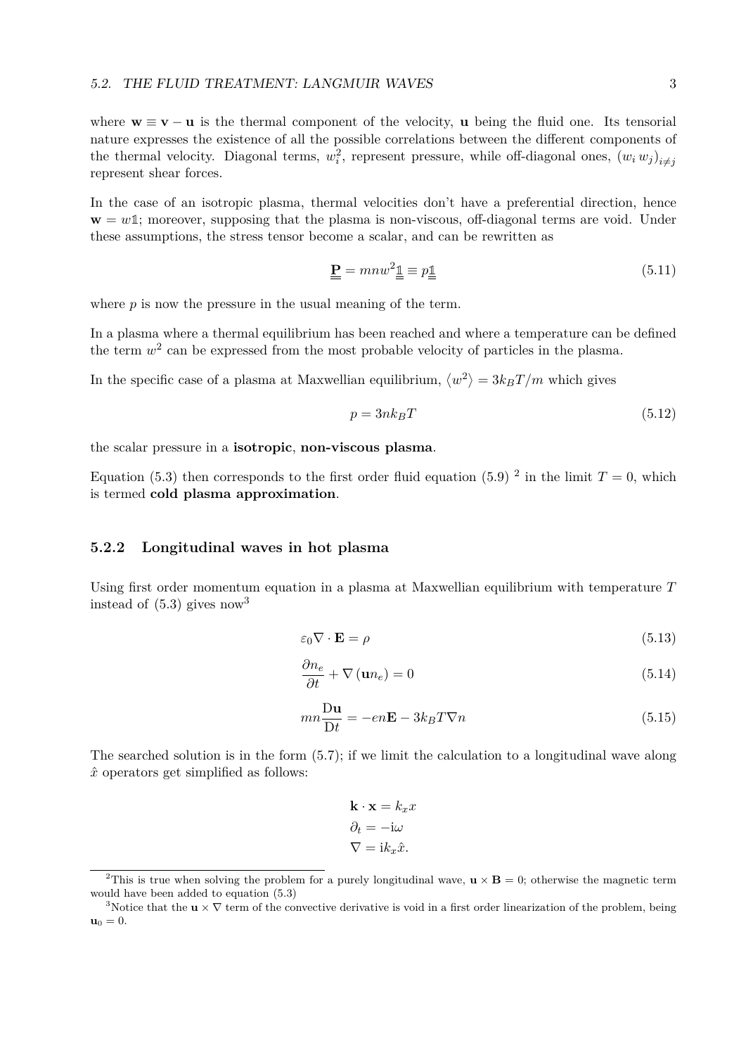where $\mathbf{w} \equiv \mathbf{v} - \mathbf{u}$ is the thermal component of the velocity, $\mathbf{u}$ being the fluid one. Its tensorial nature expresses the existence of all the possible correlations between the different components of the thermal velocity. Diagonal terms, $w_i^2$, represent pressure, while off-diagonal ones, $(w_i\, w_j)_{i \neq j}$ represent shear forces.

In the case of an isotropic plasma, thermal velocities don't have a preferential direction, hence $\mathbf{w} = w\mathbb{1}$; moreover, supposing that the plasma is non-viscous, off-diagonal terms are void. Under these assumptions, the stress tensor become a scalar, and can be rewritten as

$$\underline{\underline{\mathbf{P}}} = mnw^2 \underline{\underline{\mathbb{1}}} \equiv p\underline{\underline{\mathbb{1}}} \tag{5.11}$$

where $p$ is now the pressure in the usual meaning of the term.

In a plasma where a thermal equilibrium has been reached and where a temperature can be defined the term $w^2$ can be expressed from the most probable velocity of particles in the plasma.

In the specific case of a plasma at Maxwellian equilibrium, $\langle w^2 \rangle = 3k_B T/m$ which gives

$$p = 3nk_B T \tag{5.12}$$

the scalar pressure in a **isotropic**, **non-viscous plasma**.

Equation (5.3) then corresponds to the first order fluid equation (5.9) [2] in the limit $T = 0$, which is termed **cold plasma approximation**.

### 5.2.2 Longitudinal waves in hot plasma

Using first order momentum equation in a plasma at Maxwellian equilibrium with temperature $T$ instead of (5.3) gives now[3]

$$\varepsilon_0 \nabla \cdot \mathbf{E} = \rho \tag{5.13}$$

$$\frac{\partial n_e}{\partial t} + \nabla(\mathbf{u}n_e) = 0 \tag{5.14}$$

$$mn\frac{\mathrm{D}\mathbf{u}}{\mathrm{D}t} = -en\mathbf{E} - 3k_B T \nabla n \tag{5.15}$$

The searched solution is in the form (5.7); if we limit the calculation to a longitudinal wave along $\hat{x}$ operators get simplified as follows:

$$\mathbf{k} \cdot \mathbf{x} = k_x x$$
$$\partial_t = -\mathrm{i}\omega$$
$$\nabla = \mathrm{i}k_x \hat{x}.$$

[2] This is true when solving the problem for a purely longitudinal wave, $\mathbf{u} \times \mathbf{B} = 0$; otherwise the magnetic term would have been added to equation (5.3)

[3] Notice that the $\mathbf{u} \times \nabla$ term of the convective derivative is void in a first order linearization of the problem, being $\mathbf{u}_0 = 0$.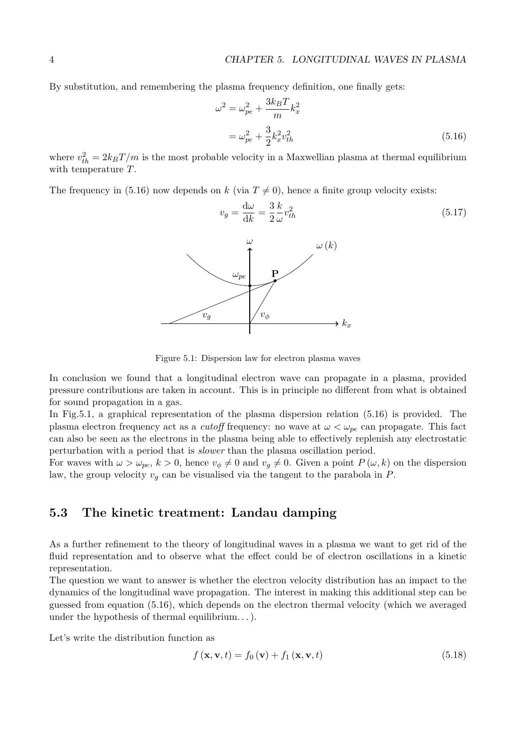By substitution, and remembering the plasma frequency definition, one finally gets:

$$
\begin{aligned}
\omega^2 &= \omega_{pe}^2 + \frac{3k_B T}{m} k_x^2 \\
&= \omega_{pe}^2 + \frac{3}{2} k_x^2 v_{th}^2
\end{aligned}
\tag{5.16}
$$

where $v_{th}^2 = 2k_B T/m$ is the most probable velocity in a Maxwellian plasma at thermal equilibrium with temperature $T$.

The frequency in (5.16) now depends on $k$ (via $T \neq 0$), hence a finite group velocity exists:

$$
v_g = \frac{\mathrm{d}\omega}{\mathrm{d}k} = \frac{3}{2} \frac{k}{\omega} v_{th}^2 \tag{5.17}
$$

Figure 5.1: Dispersion law for electron plasma waves

In conclusion we found that a longitudinal electron wave can propagate in a plasma, provided pressure contributions are taken in account. This is in principle no different from what is obtained for sound propagation in a gas.

In Fig.5.1, a graphical representation of the plasma dispersion relation (5.16) is provided. The plasma electron frequency act as a *cutoff* frequency: no wave at $\omega < \omega_{pe}$ can propagate. This fact can also be seen as the electrons in the plasma being able to effectively replenish any electrostatic perturbation with a period that is *slower* than the plasma oscillation period.

For waves with $\omega > \omega_{pe}$, $k > 0$, hence $v_\phi \neq 0$ and $v_g \neq 0$. Given a point $P(\omega, k)$ on the dispersion law, the group velocity $v_g$ can be visualised via the tangent to the parabola in $P$.

## 5.3 The kinetic treatment: Landau damping

As a further refinement to the theory of longitudinal waves in a plasma we want to get rid of the fluid representation and to observe what the effect could be of electron oscillations in a kinetic representation.

The question we want to answer is whether the electron velocity distribution has an impact to the dynamics of the longitudinal wave propagation. The interest in making this additional step can be guessed from equation (5.16), which depends on the electron thermal velocity (which we averaged under the hypothesis of thermal equilibrium...).

Let's write the distribution function as

$$
f(\mathbf{x}, \mathbf{v}, t) = f_0(\mathbf{v}) + f_1(\mathbf{x}, \mathbf{v}, t) \tag{5.18}
$$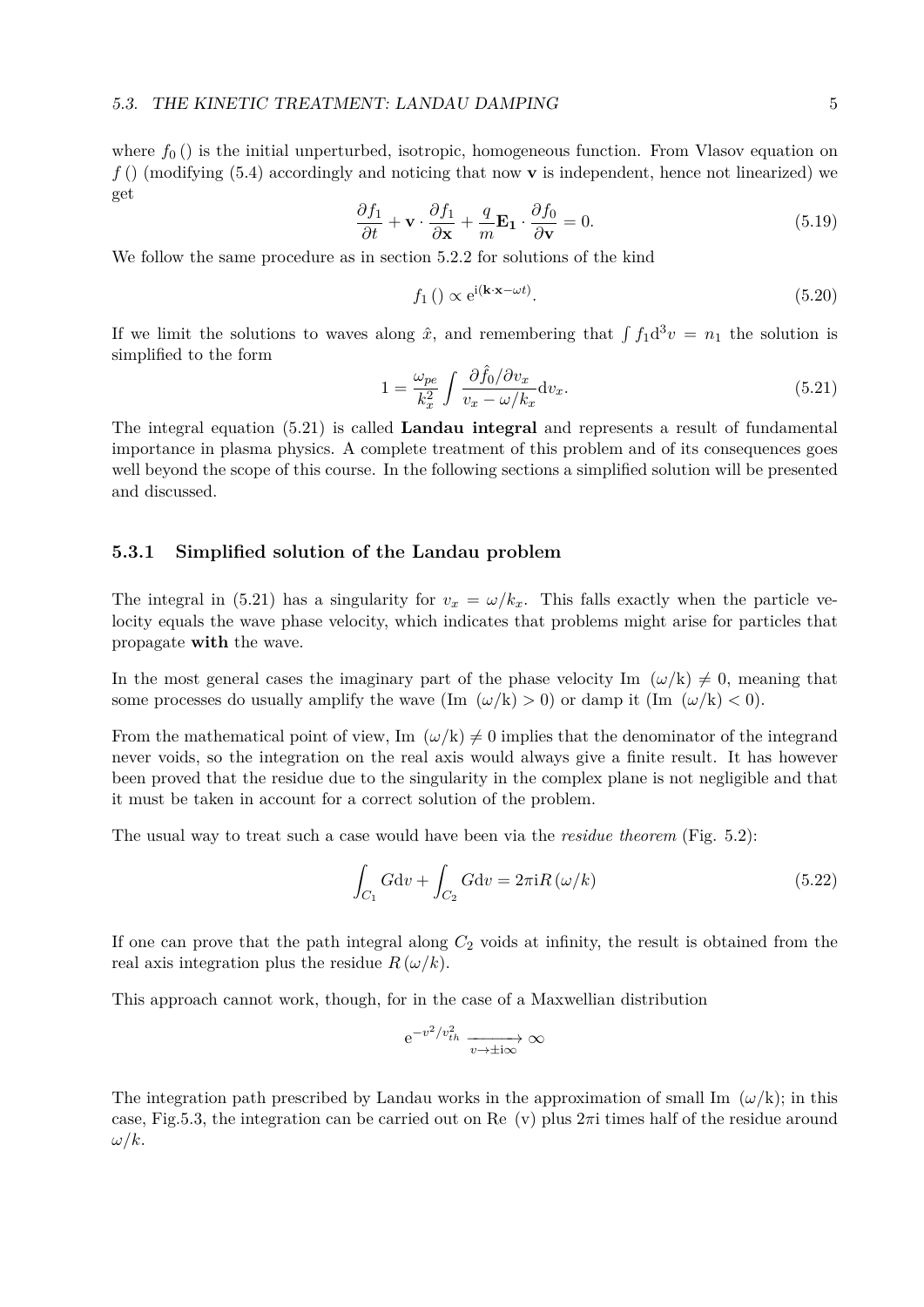where $f_0\,()$ is the initial unperturbed, isotropic, homogeneous function. From Vlasov equation on $f\,()$ (modifying (5.4) accordingly and noticing that now $\mathbf{v}$ is independent, hence not linearized) we get

$$\frac{\partial f_1}{\partial t} + \mathbf{v} \cdot \frac{\partial f_1}{\partial \mathbf{x}} + \frac{q}{m}\mathbf{E_1} \cdot \frac{\partial f_0}{\partial \mathbf{v}} = 0. \tag{5.19}$$

We follow the same procedure as in section 5.2.2 for solutions of the kind

$$f_1\,() \propto \mathrm{e}^{\mathrm{i}(\mathbf{k}\cdot\mathbf{x}-\omega t)}. \tag{5.20}$$

If we limit the solutions to waves along $\hat{x}$, and remembering that $\int f_1 \mathrm{d}^3 v = n_1$ the solution is simplified to the form

$$1 = \frac{\omega_{pe}}{k_x^2} \int \frac{\partial \hat{f}_0 / \partial v_x}{v_x - \omega/k_x} \mathrm{d}v_x. \tag{5.21}$$

The integral equation (5.21) is called **Landau integral** and represents a result of fundamental importance in plasma physics. A complete treatment of this problem and of its consequences goes well beyond the scope of this course. In the following sections a simplified solution will be presented and discussed.

### 5.3.1 Simplified solution of the Landau problem

The integral in (5.21) has a singularity for $v_x = \omega/k_x$. This falls exactly when the particle velocity equals the wave phase velocity, which indicates that problems might arise for particles that propagate **with** the wave.

In the most general cases the imaginary part of the phase velocity Im $(\omega/\mathrm{k}) \neq 0$, meaning that some processes do usually amplify the wave (Im $(\omega/\mathrm{k}) > 0$) or damp it (Im $(\omega/\mathrm{k}) < 0$).

From the mathematical point of view, Im $(\omega/\mathrm{k}) \neq 0$ implies that the denominator of the integrand never voids, so the integration on the real axis would always give a finite result. It has however been proved that the residue due to the singularity in the complex plane is not negligible and that it must be taken in account for a correct solution of the problem.

The usual way to treat such a case would have been via the *residue theorem* (Fig. 5.2):

$$\int_{C_1} G\mathrm{d}v + \int_{C_2} G\mathrm{d}v = 2\pi\mathrm{i}R\,(\omega/k) \tag{5.22}$$

If one can prove that the path integral along $C_2$ voids at infinity, the result is obtained from the real axis integration plus the residue $R\,(\omega/k)$.

This approach cannot work, though, for in the case of a Maxwellian distribution

$$\mathrm{e}^{-v^2/v_{th}^2} \xrightarrow[v\to\pm\mathrm{i}\infty]{} \infty$$

The integration path prescribed by Landau works in the approximation of small Im $(\omega/\mathrm{k})$; in this case, Fig.5.3, the integration can be carried out on Re (v) plus $2\pi\mathrm{i}$ times half of the residue around $\omega/k$.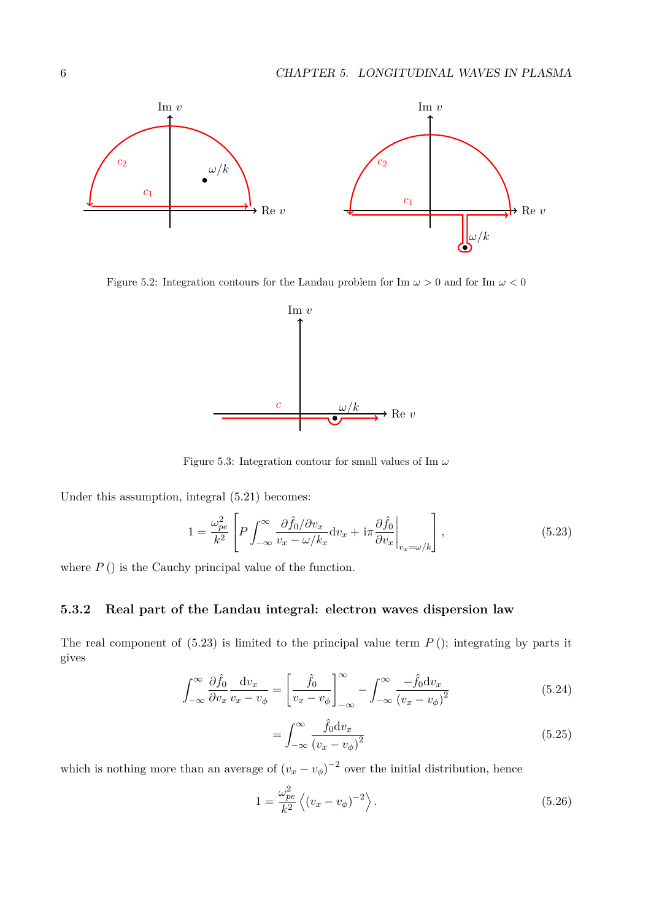Figure 5.2: Integration contours for the Landau problem for Im $\omega > 0$ and for Im $\omega < 0$

Figure 5.3: Integration contour for small values of Im $\omega$

Under this assumption, integral (5.21) becomes:

$$1 = \frac{\omega_{pe}^2}{k^2}\left[P\int_{-\infty}^{\infty}\frac{\partial\hat{f}_0/\partial v_x}{v_x - \omega/k_x}\mathrm{d}v_x + \mathrm{i}\pi\left.\frac{\partial\hat{f}_0}{\partial v_x}\right|_{v_x=\omega/k}\right], \tag{5.23}$$

where $P\,()$ is the Cauchy principal value of the function.

### 5.3.2 Real part of the Landau integral: electron waves dispersion law

The real component of (5.23) is limited to the principal value term $P\,()$; integrating by parts it gives

$$\int_{-\infty}^{\infty}\frac{\partial\hat{f}_0}{\partial v_x}\frac{\mathrm{d}v_x}{v_x - v_\phi} = \left[\frac{\hat{f}_0}{v_x - v_\phi}\right]_{-\infty}^{\infty} - \int_{-\infty}^{\infty}\frac{-\hat{f}_0\mathrm{d}v_x}{\left(v_x - v_\phi\right)^2} \tag{5.24}$$

$$= \int_{-\infty}^{\infty}\frac{\hat{f}_0\mathrm{d}v_x}{\left(v_x - v_\phi\right)^2} \tag{5.25}$$

which is nothing more than an average of $\left(v_x - v_\phi\right)^{-2}$ over the initial distribution, hence

$$1 = \frac{\omega_{pe}^2}{k^2}\left\langle\left(v_x - v_\phi\right)^{-2}\right\rangle. \tag{5.26}$$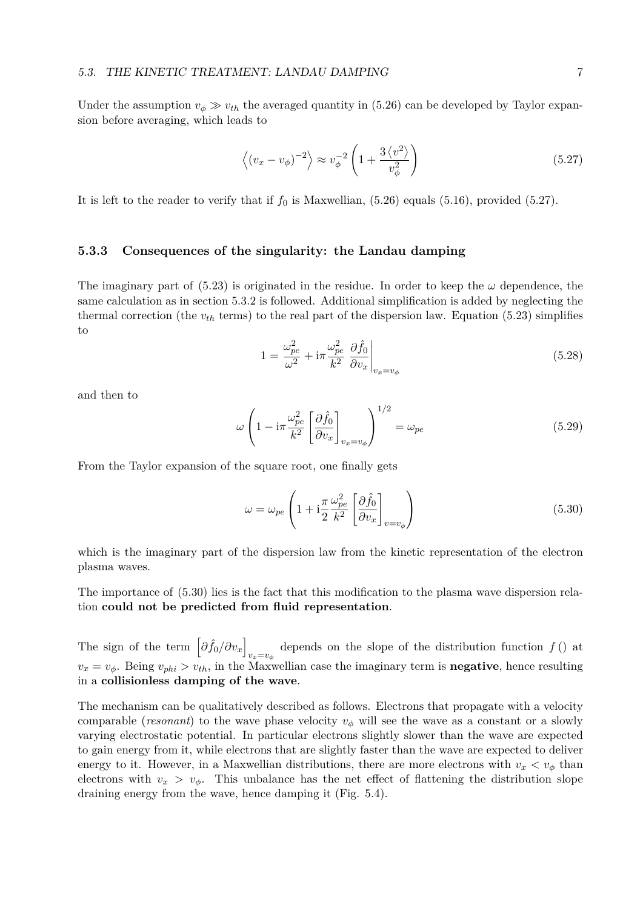Under the assumption $v_\phi \gg v_{th}$ the averaged quantity in (5.26) can be developed by Taylor expansion before averaging, which leads to

$$\left\langle (v_x - v_\phi)^{-2} \right\rangle \approx v_\phi^{-2} \left( 1 + \frac{3 \langle v^2 \rangle}{v_\phi^2} \right) \tag{5.27}$$

It is left to the reader to verify that if $f_0$ is Maxwellian, (5.26) equals (5.16), provided (5.27).

### 5.3.3 Consequences of the singularity: the Landau damping

The imaginary part of (5.23) is originated in the residue. In order to keep the $\omega$ dependence, the same calculation as in section 5.3.2 is followed. Additional simplification is added by neglecting the thermal correction (the $v_{th}$ terms) to the real part of the dispersion law. Equation (5.23) simplifies to

$$1 = \frac{\omega_{pe}^2}{\omega^2} + \mathrm{i}\pi \frac{\omega_{pe}^2}{k^2} \left. \frac{\partial \hat{f}_0}{\partial v_x} \right|_{v_x = v_\phi} \tag{5.28}$$

and then to

$$\omega \left( 1 - \mathrm{i}\pi \frac{\omega_{pe}^2}{k^2} \left[ \frac{\partial \hat{f}_0}{\partial v_x} \right]_{v_x = v_\phi} \right)^{1/2} = \omega_{pe} \tag{5.29}$$

From the Taylor expansion of the square root, one finally gets

$$\omega = \omega_{pe} \left( 1 + \mathrm{i} \frac{\pi}{2} \frac{\omega_{pe}^2}{k^2} \left[ \frac{\partial \hat{f}_0}{\partial v_x} \right]_{v = v_\phi} \right) \tag{5.30}$$

which is the imaginary part of the dispersion law from the kinetic representation of the electron plasma waves.

The importance of (5.30) lies is the fact that this modification to the plasma wave dispersion relation **could not be predicted from fluid representation**.

The sign of the term $\left[ \partial \hat{f}_0 / \partial v_x \right]_{v_x = v_\phi}$ depends on the slope of the distribution function $f\,()$ at $v_x = v_\phi$. Being $v_{phi} > v_{th}$, in the Maxwellian case the imaginary term is **negative**, hence resulting in a **collisionless damping of the wave**.

The mechanism can be qualitatively described as follows. Electrons that propagate with a velocity comparable (*resonant*) to the wave phase velocity $v_\phi$ will see the wave as a constant or a slowly varying electrostatic potential. In particular electrons slightly slower than the wave are expected to gain energy from it, while electrons that are slightly faster than the wave are expected to deliver energy to it. However, in a Maxwellian distributions, there are more electrons with $v_x < v_\phi$ than electrons with $v_x > v_\phi$. This unbalance has the net effect of flattening the distribution slope draining energy from the wave, hence damping it (Fig. 5.4).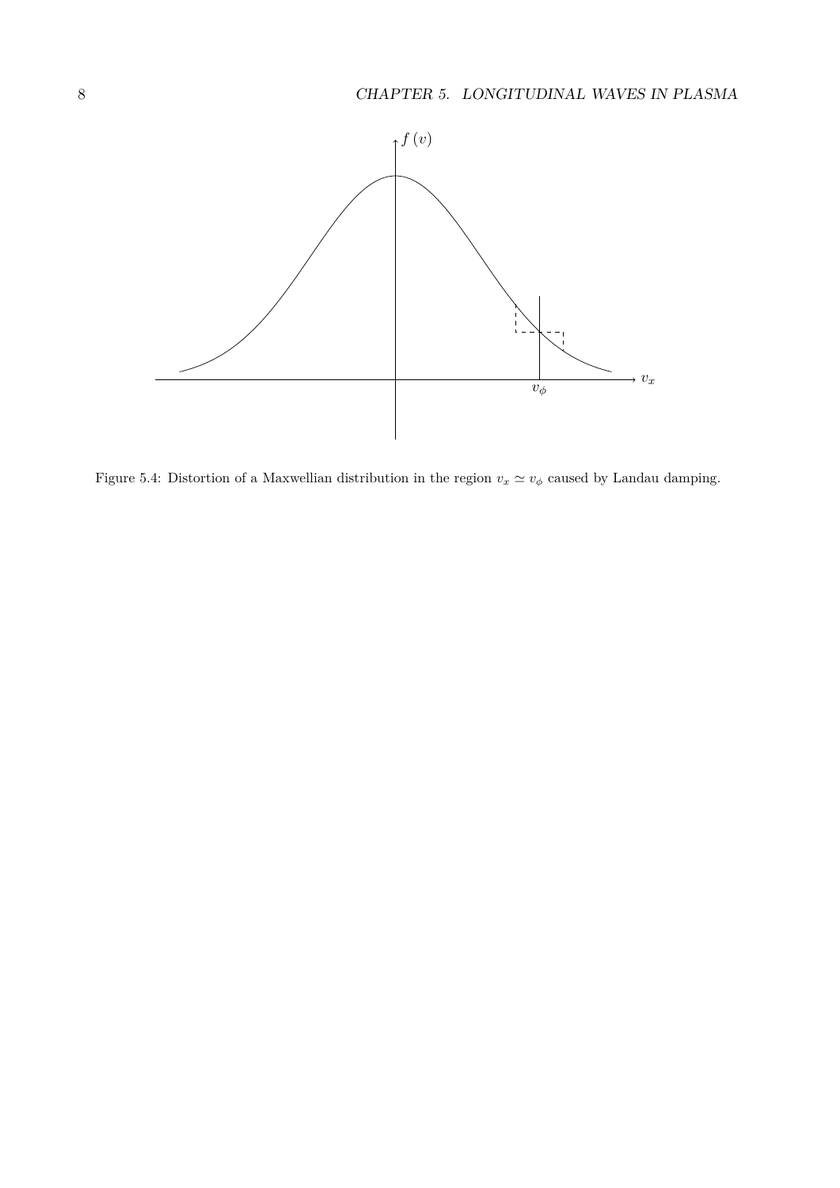$f(v)$

$v_x$

$v_\phi$

Figure 5.4: Distortion of a Maxwellian distribution in the region $v_x \simeq v_\phi$ caused by Landau damping.